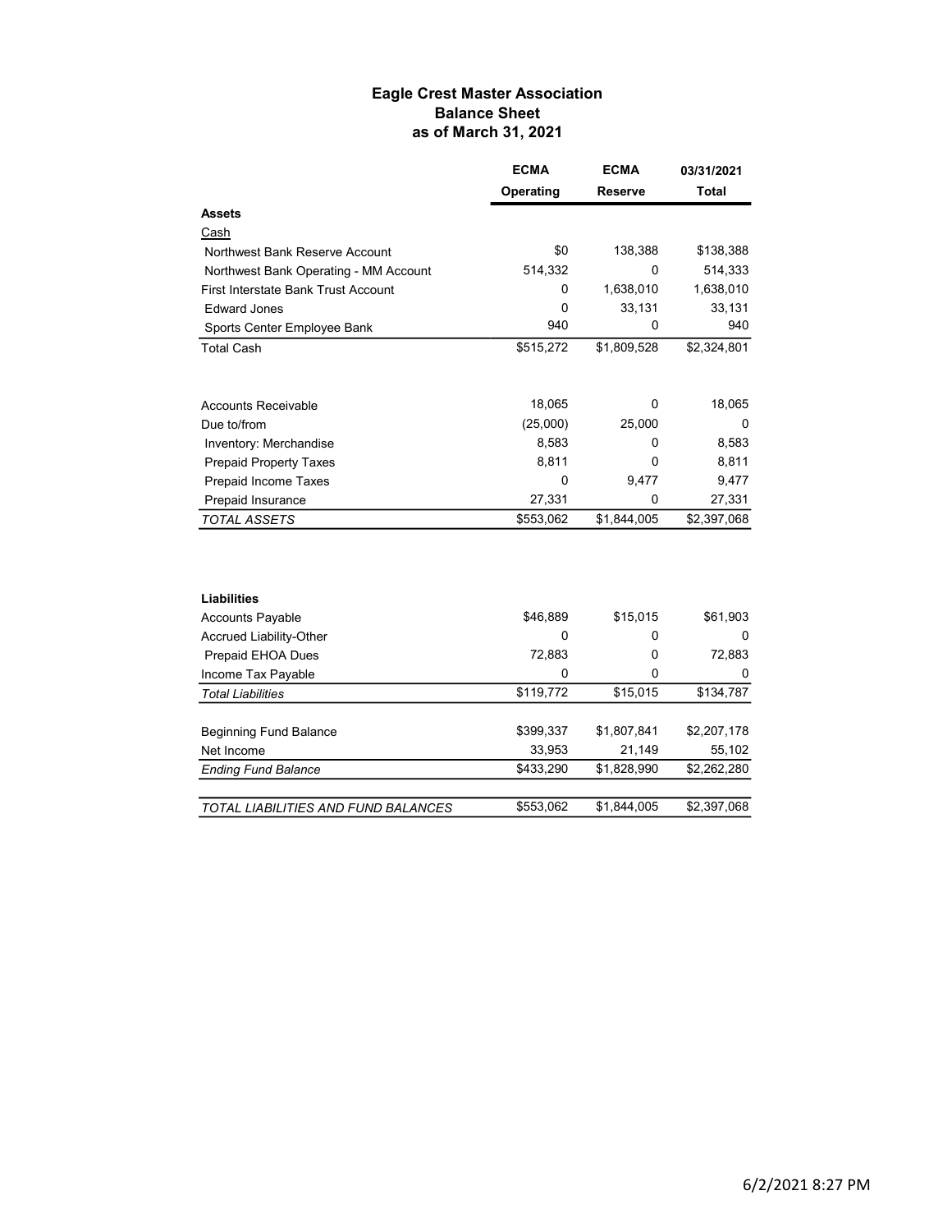# Eagle Crest Master Association
## Balance Sheet
### as of March 31, 2021

| | ECMA Operating | ECMA Reserve | 03/31/2021 Total |
|---|---|---|---|
| **Assets** | | | |
| Cash | | | |
| Northwest Bank Reserve Account | $0 | 138,388 | $138,388 |
| Northwest Bank Operating - MM Account | 514,332 | 0 | 514,333 |
| First Interstate Bank Trust Account | 0 | 1,638,010 | 1,638,010 |
| Edward Jones | 0 | 33,131 | 33,131 |
| Sports Center Employee Bank | 940 | 0 | 940 |
| Total Cash | $515,272 | $1,809,528 | $2,324,801 |
| | | | |
| Accounts Receivable | 18,065 | 0 | 18,065 |
| Due to/from | (25,000) | 25,000 | 0 |
| Inventory: Merchandise | 8,583 | 0 | 8,583 |
| Prepaid Property Taxes | 8,811 | 0 | 8,811 |
| Prepaid Income Taxes | 0 | 9,477 | 9,477 |
| Prepaid Insurance | 27,331 | 0 | 27,331 |
| *TOTAL ASSETS* | $553,062 | $1,844,005 | $2,397,068 |
| | | | |
| **Liabilities** | | | |
| Accounts Payable | $46,889 | $15,015 | $61,903 |
| Accrued Liability-Other | 0 | 0 | 0 |
| Prepaid EHOA Dues | 72,883 | 0 | 72,883 |
| Income Tax Payable | 0 | 0 | 0 |
| *Total Liabilities* | $119,772 | $15,015 | $134,787 |
| | | | |
| Beginning Fund Balance | $399,337 | $1,807,841 | $2,207,178 |
| Net Income | 33,953 | 21,149 | 55,102 |
| *Ending Fund Balance* | $433,290 | $1,828,990 | $2,262,280 |
| | | | |
| *TOTAL LIABILITIES AND FUND BALANCES* | $553,062 | $1,844,005 | $2,397,068 |

6/2/2021 8:27 PM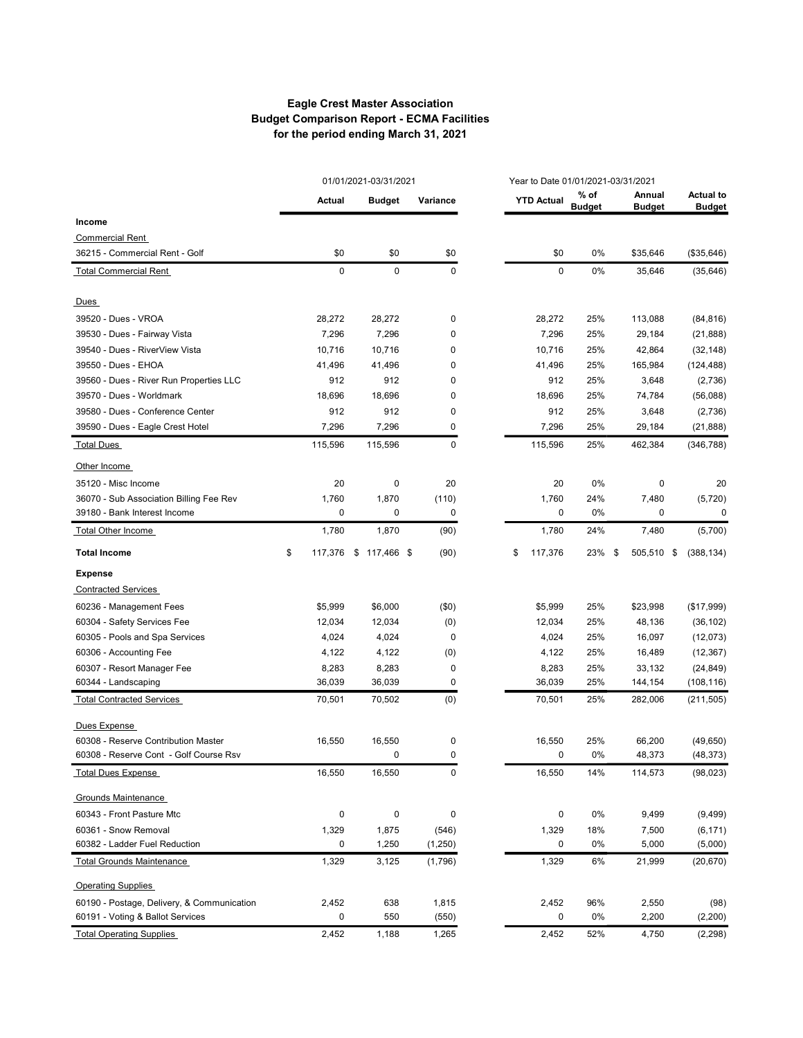**Eagle Crest Master Association**
**Budget Comparison Report - ECMA Facilities**
**for the period ending March 31, 2021**

| | 01/01/2021-03/31/2021 | | | Year to Date 01/01/2021-03/31/2021 | | | |
|---|---|---|---|---|---|---|---|
| | **Actual** | **Budget** | **Variance** | **YTD Actual** | **% of Budget** | **Annual Budget** | **Actual to Budget** |
| **Income** | | | | | | | |
| Commercial Rent | | | | | | | |
| 36215 - Commercial Rent - Golf | $0 | $0 | $0 | $0 | 0% | $35,646 | ($35,646) |
| Total Commercial Rent | 0 | 0 | 0 | 0 | 0% | 35,646 | (35,646) |
| Dues | | | | | | | |
| 39520 - Dues - VROA | 28,272 | 28,272 | 0 | 28,272 | 25% | 113,088 | (84,816) |
| 39530 - Dues - Fairway Vista | 7,296 | 7,296 | 0 | 7,296 | 25% | 29,184 | (21,888) |
| 39540 - Dues - RiverView Vista | 10,716 | 10,716 | 0 | 10,716 | 25% | 42,864 | (32,148) |
| 39550 - Dues - EHOA | 41,496 | 41,496 | 0 | 41,496 | 25% | 165,984 | (124,488) |
| 39560 - Dues - River Run Properties LLC | 912 | 912 | 0 | 912 | 25% | 3,648 | (2,736) |
| 39570 - Dues - Worldmark | 18,696 | 18,696 | 0 | 18,696 | 25% | 74,784 | (56,088) |
| 39580 - Dues - Conference Center | 912 | 912 | 0 | 912 | 25% | 3,648 | (2,736) |
| 39590 - Dues - Eagle Crest Hotel | 7,296 | 7,296 | 0 | 7,296 | 25% | 29,184 | (21,888) |
| Total Dues | 115,596 | 115,596 | 0 | 115,596 | 25% | 462,384 | (346,788) |
| Other Income | | | | | | | |
| 35120 - Misc Income | 20 | 0 | 20 | 20 | 0% | 0 | 20 |
| 36070 - Sub Association Billing Fee Rev | 1,760 | 1,870 | (110) | 1,760 | 24% | 7,480 | (5,720) |
| 39180 - Bank Interest Income | 0 | 0 | 0 | 0 | 0% | 0 | 0 |
| Total Other Income | 1,780 | 1,870 | (90) | 1,780 | 24% | 7,480 | (5,700) |
| **Total Income** | $ 117,376 | $ 117,466 | $ (90) | $ 117,376 | 23% | $ 505,510 | $ (388,134) |
| **Expense** | | | | | | | |
| Contracted Services | | | | | | | |
| 60236 - Management Fees | $5,999 | $6,000 | ($0) | $5,999 | 25% | $23,998 | ($17,999) |
| 60304 - Safety Services Fee | 12,034 | 12,034 | (0) | 12,034 | 25% | 48,136 | (36,102) |
| 60305 - Pools and Spa Services | 4,024 | 4,024 | 0 | 4,024 | 25% | 16,097 | (12,073) |
| 60306 - Accounting Fee | 4,122 | 4,122 | (0) | 4,122 | 25% | 16,489 | (12,367) |
| 60307 - Resort Manager Fee | 8,283 | 8,283 | 0 | 8,283 | 25% | 33,132 | (24,849) |
| 60344 - Landscaping | 36,039 | 36,039 | 0 | 36,039 | 25% | 144,154 | (108,116) |
| Total Contracted Services | 70,501 | 70,502 | (0) | 70,501 | 25% | 282,006 | (211,505) |
| Dues Expense | | | | | | | |
| 60308 - Reserve Contribution Master | 16,550 | 16,550 | 0 | 16,550 | 25% | 66,200 | (49,650) |
| 60308 - Reserve Cont - Golf Course Rsv | | 0 | 0 | 0 | 0% | 48,373 | (48,373) |
| Total Dues Expense | 16,550 | 16,550 | 0 | 16,550 | 14% | 114,573 | (98,023) |
| Grounds Maintenance | | | | | | | |
| 60343 - Front Pasture Mtc | 0 | 0 | 0 | 0 | 0% | 9,499 | (9,499) |
| 60361 - Snow Removal | 1,329 | 1,875 | (546) | 1,329 | 18% | 7,500 | (6,171) |
| 60382 - Ladder Fuel Reduction | 0 | 1,250 | (1,250) | 0 | 0% | 5,000 | (5,000) |
| Total Grounds Maintenance | 1,329 | 3,125 | (1,796) | 1,329 | 6% | 21,999 | (20,670) |
| Operating Supplies | | | | | | | |
| 60190 - Postage, Delivery, & Communication | 2,452 | 638 | 1,815 | 2,452 | 96% | 2,550 | (98) |
| 60191 - Voting & Ballot Services | 0 | 550 | (550) | 0 | 0% | 2,200 | (2,200) |
| Total Operating Supplies | 2,452 | 1,188 | 1,265 | 2,452 | 52% | 4,750 | (2,298) |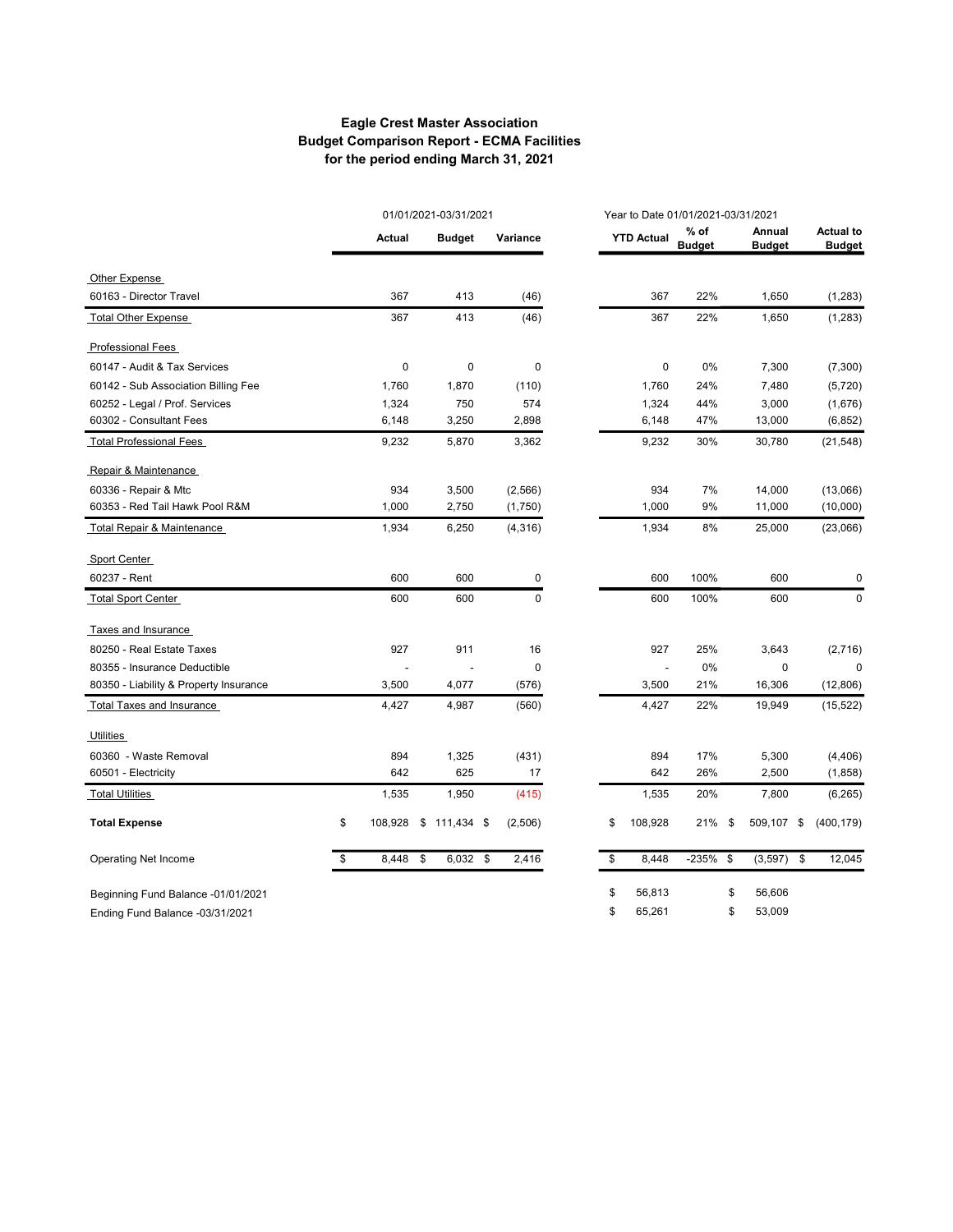# Eagle Crest Master Association
## Budget Comparison Report - ECMA Facilities
### for the period ending March 31, 2021

| | 01/01/2021-03/31/2021 | | | Year to Date 01/01/2021-03/31/2021 | | | |
|---|---|---|---|---|---|---|---|
| | Actual | Budget | Variance | YTD Actual | % of Budget | Annual Budget | Actual to Budget |
| Other Expense | | | | | | | |
| 60163 - Director Travel | 367 | 413 | (46) | 367 | 22% | 1,650 | (1,283) |
| Total Other Expense | 367 | 413 | (46) | 367 | 22% | 1,650 | (1,283) |
| Professional Fees | | | | | | | |
| 60147 - Audit & Tax Services | 0 | 0 | 0 | 0 | 0% | 7,300 | (7,300) |
| 60142 - Sub Association Billing Fee | 1,760 | 1,870 | (110) | 1,760 | 24% | 7,480 | (5,720) |
| 60252 - Legal / Prof. Services | 1,324 | 750 | 574 | 1,324 | 44% | 3,000 | (1,676) |
| 60302 - Consultant Fees | 6,148 | 3,250 | 2,898 | 6,148 | 47% | 13,000 | (6,852) |
| Total Professional Fees | 9,232 | 5,870 | 3,362 | 9,232 | 30% | 30,780 | (21,548) |
| Repair & Maintenance | | | | | | | |
| 60336 - Repair & Mtc | 934 | 3,500 | (2,566) | 934 | 7% | 14,000 | (13,066) |
| 60353 - Red Tail Hawk Pool R&M | 1,000 | 2,750 | (1,750) | 1,000 | 9% | 11,000 | (10,000) |
| Total Repair & Maintenance | 1,934 | 6,250 | (4,316) | 1,934 | 8% | 25,000 | (23,066) |
| Sport Center | | | | | | | |
| 60237 - Rent | 600 | 600 | 0 | 600 | 100% | 600 | 0 |
| Total Sport Center | 600 | 600 | 0 | 600 | 100% | 600 | 0 |
| Taxes and Insurance | | | | | | | |
| 80250 - Real Estate Taxes | 927 | 911 | 16 | 927 | 25% | 3,643 | (2,716) |
| 80355 - Insurance Deductible | - | - | 0 | - | 0% | 0 | 0 |
| 80350 - Liability & Property Insurance | 3,500 | 4,077 | (576) | 3,500 | 21% | 16,306 | (12,806) |
| Total Taxes and Insurance | 4,427 | 4,987 | (560) | 4,427 | 22% | 19,949 | (15,522) |
| Utilities | | | | | | | |
| 60360 - Waste Removal | 894 | 1,325 | (431) | 894 | 17% | 5,300 | (4,406) |
| 60501 - Electricity | 642 | 625 | 17 | 642 | 26% | 2,500 | (1,858) |
| Total Utilities | 1,535 | 1,950 | (415) | 1,535 | 20% | 7,800 | (6,265) |
| **Total Expense** | $ 108,928 | $ 111,434 | $ (2,506) | $ 108,928 | 21% | $ 509,107 | $ (400,179) |
| Operating Net Income | $ 8,448 | $ 6,032 | $ 2,416 | $ 8,448 | -235% | $ (3,597) | $ 12,045 |
| Beginning Fund Balance -01/01/2021 | | | | $ 56,813 | | $ 56,606 | |
| Ending Fund Balance -03/31/2021 | | | | $ 65,261 | | $ 53,009 | |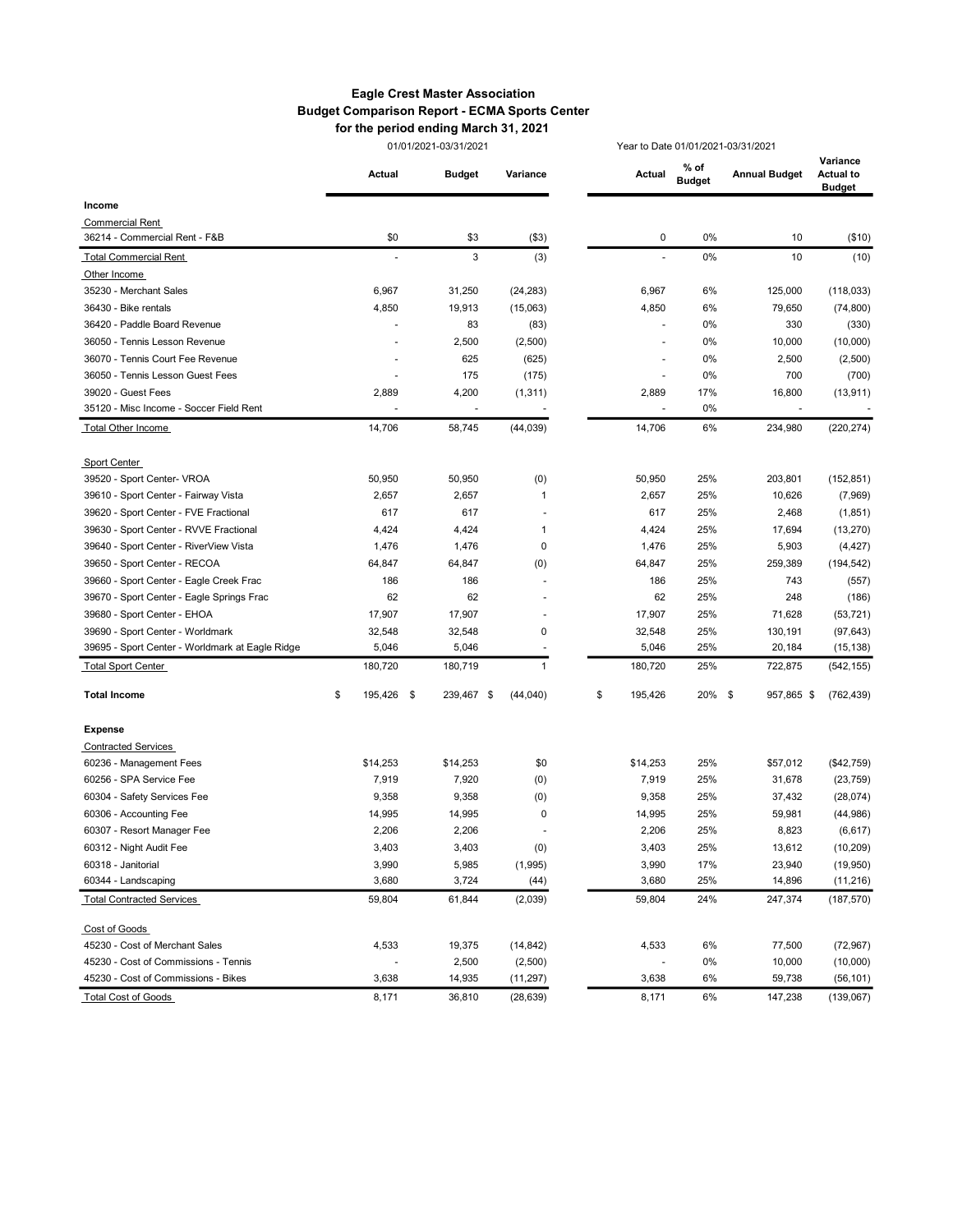# Eagle Crest Master Association
## Budget Comparison Report - ECMA Sports Center
### for the period ending March 31, 2021

| | 01/01/2021-03/31/2021 | | | Year to Date 01/01/2021-03/31/2021 | | | |
|---|---|---|---|---|---|---|---|
| | Actual | Budget | Variance | Actual | % of Budget | Annual Budget | Variance Actual to Budget |
| **Income** | | | | | | | |
| Commercial Rent | | | | | | | |
| 36214 - Commercial Rent - F&B | $0 | $3 | ($3) | 0 | 0% | 10 | ($10) |
| Total Commercial Rent | - | 3 | (3) | - | 0% | 10 | (10) |
| Other Income | | | | | | | |
| 35230 - Merchant Sales | 6,967 | 31,250 | (24,283) | 6,967 | 6% | 125,000 | (118,033) |
| 36430 - Bike rentals | 4,850 | 19,913 | (15,063) | 4,850 | 6% | 79,650 | (74,800) |
| 36420 - Paddle Board Revenue | - | 83 | (83) | - | 0% | 330 | (330) |
| 36050 - Tennis Lesson Revenue | - | 2,500 | (2,500) | - | 0% | 10,000 | (10,000) |
| 36070 - Tennis Court Fee Revenue | - | 625 | (625) | - | 0% | 2,500 | (2,500) |
| 36050 - Tennis Lesson Guest Fees | - | 175 | (175) | - | 0% | 700 | (700) |
| 39020 - Guest Fees | 2,889 | 4,200 | (1,311) | 2,889 | 17% | 16,800 | (13,911) |
| 35120 - Misc Income - Soccer Field Rent | - | - | - | - | 0% | - | - |
| Total Other Income | 14,706 | 58,745 | (44,039) | 14,706 | 6% | 234,980 | (220,274) |
| Sport Center | | | | | | | |
| 39520 - Sport Center- VROA | 50,950 | 50,950 | (0) | 50,950 | 25% | 203,801 | (152,851) |
| 39610 - Sport Center - Fairway Vista | 2,657 | 2,657 | 1 | 2,657 | 25% | 10,626 | (7,969) |
| 39620 - Sport Center - FVE Fractional | 617 | 617 | - | 617 | 25% | 2,468 | (1,851) |
| 39630 - Sport Center - RVVE Fractional | 4,424 | 4,424 | 1 | 4,424 | 25% | 17,694 | (13,270) |
| 39640 - Sport Center - RiverView Vista | 1,476 | 1,476 | 0 | 1,476 | 25% | 5,903 | (4,427) |
| 39650 - Sport Center - RECOA | 64,847 | 64,847 | (0) | 64,847 | 25% | 259,389 | (194,542) |
| 39660 - Sport Center - Eagle Creek Frac | 186 | 186 | - | 186 | 25% | 743 | (557) |
| 39670 - Sport Center - Eagle Springs Frac | 62 | 62 | - | 62 | 25% | 248 | (186) |
| 39680 - Sport Center - EHOA | 17,907 | 17,907 | - | 17,907 | 25% | 71,628 | (53,721) |
| 39690 - Sport Center - Worldmark | 32,548 | 32,548 | 0 | 32,548 | 25% | 130,191 | (97,643) |
| 39695 - Sport Center - Worldmark at Eagle Ridge | 5,046 | 5,046 | - | 5,046 | 25% | 20,184 | (15,138) |
| Total Sport Center | 180,720 | 180,719 | 1 | 180,720 | 25% | 722,875 | (542,155) |
| **Total Income** | $ 195,426 | $ 239,467 | $ (44,040) | $ 195,426 | 20% | $ 957,865 | $ (762,439) |
| **Expense** | | | | | | | |
| Contracted Services | | | | | | | |
| 60236 - Management Fees | $14,253 | $14,253 | $0 | $14,253 | 25% | $57,012 | ($42,759) |
| 60256 - SPA Service Fee | 7,919 | 7,920 | (0) | 7,919 | 25% | 31,678 | (23,759) |
| 60304 - Safety Services Fee | 9,358 | 9,358 | (0) | 9,358 | 25% | 37,432 | (28,074) |
| 60306 - Accounting Fee | 14,995 | 14,995 | 0 | 14,995 | 25% | 59,981 | (44,986) |
| 60307 - Resort Manager Fee | 2,206 | 2,206 | - | 2,206 | 25% | 8,823 | (6,617) |
| 60312 - Night Audit Fee | 3,403 | 3,403 | (0) | 3,403 | 25% | 13,612 | (10,209) |
| 60318 - Janitorial | 3,990 | 5,985 | (1,995) | 3,990 | 17% | 23,940 | (19,950) |
| 60344 - Landscaping | 3,680 | 3,724 | (44) | 3,680 | 25% | 14,896 | (11,216) |
| Total Contracted Services | 59,804 | 61,844 | (2,039) | 59,804 | 24% | 247,374 | (187,570) |
| Cost of Goods | | | | | | | |
| 45230 - Cost of Merchant Sales | 4,533 | 19,375 | (14,842) | 4,533 | 6% | 77,500 | (72,967) |
| 45230 - Cost of Commissions - Tennis | - | 2,500 | (2,500) | - | 0% | 10,000 | (10,000) |
| 45230 - Cost of Commissions - Bikes | 3,638 | 14,935 | (11,297) | 3,638 | 6% | 59,738 | (56,101) |
| Total Cost of Goods | 8,171 | 36,810 | (28,639) | 8,171 | 6% | 147,238 | (139,067) |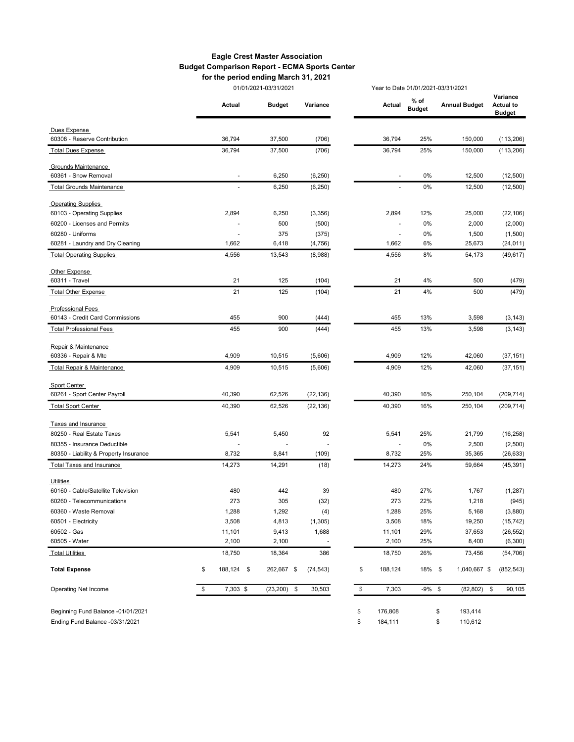# Eagle Crest Master Association
## Budget Comparison Report - ECMA Sports Center
### for the period ending March 31, 2021

| | 01/01/2021-03/31/2021 | | | Year to Date 01/01/2021-03/31/2021 | | | |
|---|---|---|---|---|---|---|---|
| | Actual | Budget | Variance | Actual | % of Budget | Annual Budget | Variance Actual to Budget |
| Dues Expense | | | | | | | |
| 60308 - Reserve Contribution | 36,794 | 37,500 | (706) | 36,794 | 25% | 150,000 | (113,206) |
| Total Dues Expense | 36,794 | 37,500 | (706) | 36,794 | 25% | 150,000 | (113,206) |
| Grounds Maintenance | | | | | | | |
| 60361 - Snow Removal | - | 6,250 | (6,250) | - | 0% | 12,500 | (12,500) |
| Total Grounds Maintenance | - | 6,250 | (6,250) | - | 0% | 12,500 | (12,500) |
| Operating Supplies | | | | | | | |
| 60103 - Operating Supplies | 2,894 | 6,250 | (3,356) | 2,894 | 12% | 25,000 | (22,106) |
| 60200 - Licenses and Permits | - | 500 | (500) | - | 0% | 2,000 | (2,000) |
| 60280 - Uniforms | - | 375 | (375) | - | 0% | 1,500 | (1,500) |
| 60281 - Laundry and Dry Cleaning | 1,662 | 6,418 | (4,756) | 1,662 | 6% | 25,673 | (24,011) |
| Total Operating Supplies | 4,556 | 13,543 | (8,988) | 4,556 | 8% | 54,173 | (49,617) |
| Other Expense | | | | | | | |
| 60311 - Travel | 21 | 125 | (104) | 21 | 4% | 500 | (479) |
| Total Other Expense | 21 | 125 | (104) | 21 | 4% | 500 | (479) |
| Professional Fees | | | | | | | |
| 60143 - Credit Card Commissions | 455 | 900 | (444) | 455 | 13% | 3,598 | (3,143) |
| Total Professional Fees | 455 | 900 | (444) | 455 | 13% | 3,598 | (3,143) |
| Repair & Maintenance | | | | | | | |
| 60336 - Repair & Mtc | 4,909 | 10,515 | (5,606) | 4,909 | 12% | 42,060 | (37,151) |
| Total Repair & Maintenance | 4,909 | 10,515 | (5,606) | 4,909 | 12% | 42,060 | (37,151) |
| Sport Center | | | | | | | |
| 60261 - Sport Center Payroll | 40,390 | 62,526 | (22,136) | 40,390 | 16% | 250,104 | (209,714) |
| Total Sport Center | 40,390 | 62,526 | (22,136) | 40,390 | 16% | 250,104 | (209,714) |
| Taxes and Insurance | | | | | | | |
| 80250 - Real Estate Taxes | 5,541 | 5,450 | 92 | 5,541 | 25% | 21,799 | (16,258) |
| 80355 - Insurance Deductible | - | - | - | - | 0% | 2,500 | (2,500) |
| 80350 - Liability & Property Insurance | 8,732 | 8,841 | (109) | 8,732 | 25% | 35,365 | (26,633) |
| Total Taxes and Insurance | 14,273 | 14,291 | (18) | 14,273 | 24% | 59,664 | (45,391) |
| Utilities | | | | | | | |
| 60160 - Cable/Satellite Television | 480 | 442 | 39 | 480 | 27% | 1,767 | (1,287) |
| 60260 - Telecommunications | 273 | 305 | (32) | 273 | 22% | 1,218 | (945) |
| 60360 - Waste Removal | 1,288 | 1,292 | (4) | 1,288 | 25% | 5,168 | (3,880) |
| 60501 - Electricity | 3,508 | 4,813 | (1,305) | 3,508 | 18% | 19,250 | (15,742) |
| 60502 - Gas | 11,101 | 9,413 | 1,688 | 11,101 | 29% | 37,653 | (26,552) |
| 60505 - Water | 2,100 | 2,100 | - | 2,100 | 25% | 8,400 | (6,300) |
| Total Utilities | 18,750 | 18,364 | 386 | 18,750 | 26% | 73,456 | (54,706) |
| **Total Expense** | $ 188,124 | $ 262,667 | $ (74,543) | $ 188,124 | 18% | $ 1,040,667 | $ (852,543) |
| Operating Net Income | $ 7,303 | $ (23,200) | $ 30,503 | $ 7,303 | -9% | $ (82,802) | $ 90,105 |
| Beginning Fund Balance -01/01/2021 | | | | $ 176,808 | | $ 193,414 | |
| Ending Fund Balance -03/31/2021 | | | | $ 184,111 | | $ 110,612 | |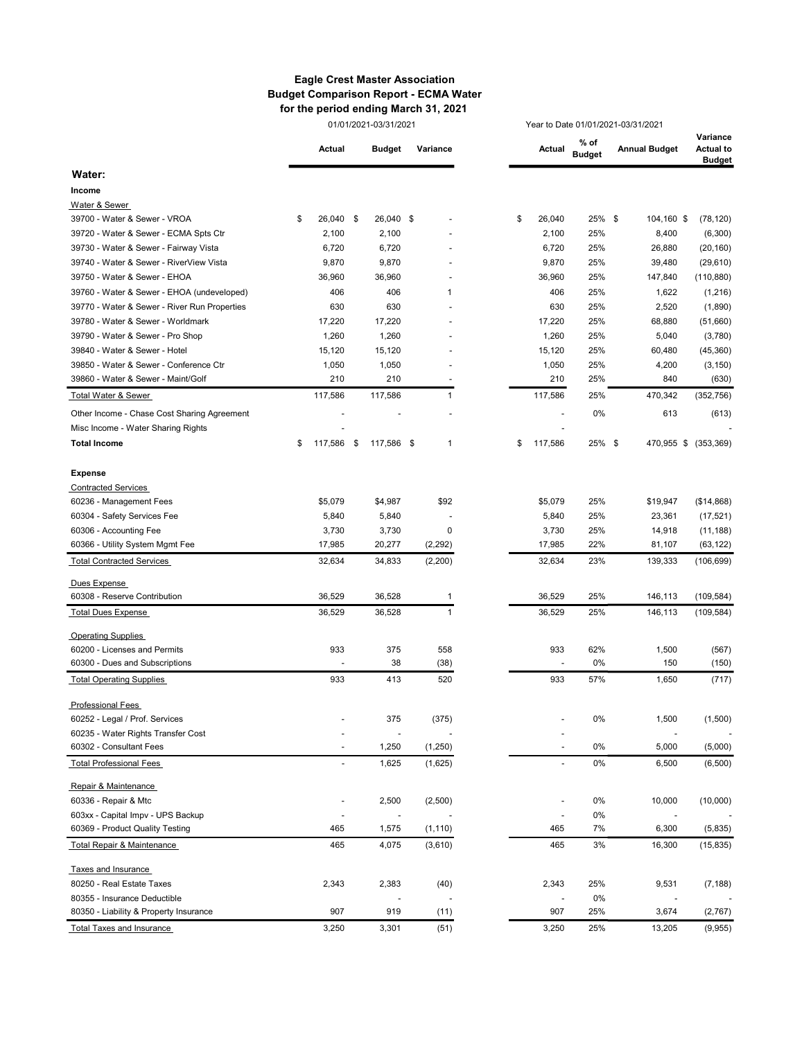**Eagle Crest Master Association**
**Budget Comparison Report - ECMA Water**
**for the period ending March 31, 2021**

| | 01/01/2021-03/31/2021 | | | Year to Date 01/01/2021-03/31/2021 | | | |
|---|---|---|---|---|---|---|---|
| | Actual | Budget | Variance | Actual | % of Budget | Annual Budget | Variance Actual to Budget |
| **Water:** | | | | | | | |
| **Income** | | | | | | | |
| Water & Sewer | | | | | | | |
| 39700 - Water & Sewer - VROA | $ 26,040 | $ 26,040 | $ - | $ 26,040 | 25% | $ 104,160 | $ (78,120) |
| 39720 - Water & Sewer - ECMA Spts Ctr | 2,100 | 2,100 | - | 2,100 | 25% | 8,400 | (6,300) |
| 39730 - Water & Sewer - Fairway Vista | 6,720 | 6,720 | - | 6,720 | 25% | 26,880 | (20,160) |
| 39740 - Water & Sewer - RiverView Vista | 9,870 | 9,870 | - | 9,870 | 25% | 39,480 | (29,610) |
| 39750 - Water & Sewer - EHOA | 36,960 | 36,960 | - | 36,960 | 25% | 147,840 | (110,880) |
| 39760 - Water & Sewer - EHOA (undeveloped) | 406 | 406 | 1 | 406 | 25% | 1,622 | (1,216) |
| 39770 - Water & Sewer - River Run Properties | 630 | 630 | - | 630 | 25% | 2,520 | (1,890) |
| 39780 - Water & Sewer - Worldmark | 17,220 | 17,220 | - | 17,220 | 25% | 68,880 | (51,660) |
| 39790 - Water & Sewer - Pro Shop | 1,260 | 1,260 | - | 1,260 | 25% | 5,040 | (3,780) |
| 39840 - Water & Sewer - Hotel | 15,120 | 15,120 | - | 15,120 | 25% | 60,480 | (45,360) |
| 39850 - Water & Sewer - Conference Ctr | 1,050 | 1,050 | - | 1,050 | 25% | 4,200 | (3,150) |
| 39860 - Water & Sewer - Maint/Golf | 210 | 210 | - | 210 | 25% | 840 | (630) |
| Total Water & Sewer | 117,586 | 117,586 | 1 | 117,586 | 25% | 470,342 | (352,756) |
| Other Income - Chase Cost Sharing Agreement | - | - | - | - | 0% | 613 | (613) |
| Misc Income - Water Sharing Rights | - | | | - | | | - |
| **Total Income** | $ 117,586 | $ 117,586 | $ 1 | $ 117,586 | 25% | $ 470,955 | $ (353,369) |
| **Expense** | | | | | | | |
| Contracted Services | | | | | | | |
| 60236 - Management Fees | $5,079 | $4,987 | $92 | $5,079 | 25% | $19,947 | ($14,868) |
| 60304 - Safety Services Fee | 5,840 | 5,840 | - | 5,840 | 25% | 23,361 | (17,521) |
| 60306 - Accounting Fee | 3,730 | 3,730 | 0 | 3,730 | 25% | 14,918 | (11,188) |
| 60366 - Utility System Mgmt Fee | 17,985 | 20,277 | (2,292) | 17,985 | 22% | 81,107 | (63,122) |
| Total Contracted Services | 32,634 | 34,833 | (2,200) | 32,634 | 23% | 139,333 | (106,699) |
| Dues Expense | | | | | | | |
| 60308 - Reserve Contribution | 36,529 | 36,528 | 1 | 36,529 | 25% | 146,113 | (109,584) |
| Total Dues Expense | 36,529 | 36,528 | 1 | 36,529 | 25% | 146,113 | (109,584) |
| Operating Supplies | | | | | | | |
| 60200 - Licenses and Permits | 933 | 375 | 558 | 933 | 62% | 1,500 | (567) |
| 60300 - Dues and Subscriptions | - | 38 | (38) | - | 0% | 150 | (150) |
| Total Operating Supplies | 933 | 413 | 520 | 933 | 57% | 1,650 | (717) |
| Professional Fees | | | | | | | |
| 60252 - Legal / Prof. Services | - | 375 | (375) | - | 0% | 1,500 | (1,500) |
| 60235 - Water Rights Transfer Cost | - | - | - | - | | - | - |
| 60302 - Consultant Fees | - | 1,250 | (1,250) | - | 0% | 5,000 | (5,000) |
| Total Professional Fees | - | 1,625 | (1,625) | - | 0% | 6,500 | (6,500) |
| Repair & Maintenance | | | | | | | |
| 60336 - Repair & Mtc | - | 2,500 | (2,500) | - | 0% | 10,000 | (10,000) |
| 603xx - Capital Impv - UPS Backup | - | - | - | - | 0% | - | - |
| 60369 - Product Quality Testing | 465 | 1,575 | (1,110) | 465 | 7% | 6,300 | (5,835) |
| Total Repair & Maintenance | 465 | 4,075 | (3,610) | 465 | 3% | 16,300 | (15,835) |
| Taxes and Insurance | | | | | | | |
| 80250 - Real Estate Taxes | 2,343 | 2,383 | (40) | 2,343 | 25% | 9,531 | (7,188) |
| 80355 - Insurance Deductible | | - | - | - | 0% | - | - |
| 80350 - Liability & Property Insurance | 907 | 919 | (11) | 907 | 25% | 3,674 | (2,767) |
| Total Taxes and Insurance | 3,250 | 3,301 | (51) | 3,250 | 25% | 13,205 | (9,955) |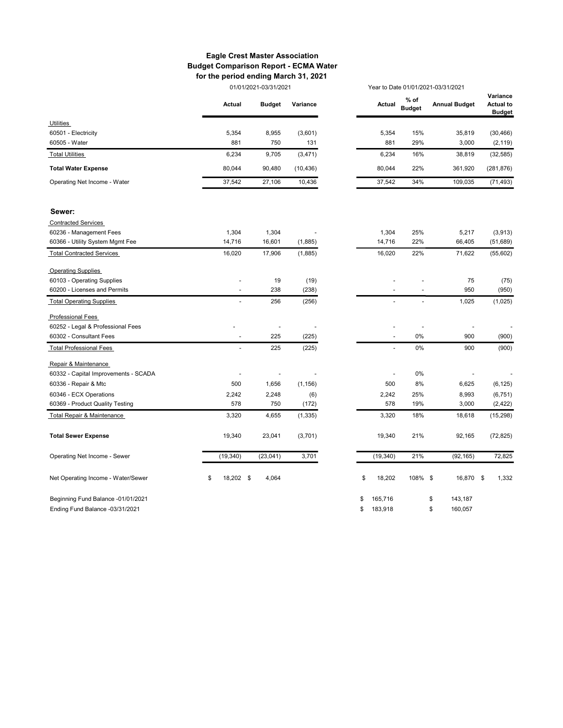## Eagle Crest Master Association
## Budget Comparison Report - ECMA Water
## for the period ending March 31, 2021

| | 01/01/2021-03/31/2021 | | | Year to Date 01/01/2021-03/31/2021 | | | |
|---|---|---|---|---|---|---|---|
| | **Actual** | **Budget** | **Variance** | **Actual** | **% of Budget** | **Annual Budget** | **Variance Actual to Budget** |
| Utilities | | | | | | | |
| 60501 - Electricity | 5,354 | 8,955 | (3,601) | 5,354 | 15% | 35,819 | (30,466) |
| 60505 - Water | 881 | 750 | 131 | 881 | 29% | 3,000 | (2,119) |
| Total Utilities | 6,234 | 9,705 | (3,471) | 6,234 | 16% | 38,819 | (32,585) |
| **Total Water Expense** | 80,044 | 90,480 | (10,436) | 80,044 | 22% | 361,920 | (281,876) |
| Operating Net Income - Water | 37,542 | 27,106 | 10,436 | 37,542 | 34% | 109,035 | (71,493) |
| **Sewer:** | | | | | | | |
| Contracted Services | | | | | | | |
| 60236 - Management Fees | 1,304 | 1,304 | - | 1,304 | 25% | 5,217 | (3,913) |
| 60366 - Utility System Mgmt Fee | 14,716 | 16,601 | (1,885) | 14,716 | 22% | 66,405 | (51,689) |
| Total Contracted Services | 16,020 | 17,906 | (1,885) | 16,020 | 22% | 71,622 | (55,602) |
| Operating Supplies | | | | | | | |
| 60103 - Operating Supplies | - | 19 | (19) | - | - | 75 | (75) |
| 60200 - Licenses and Permits | - | 238 | (238) | - | - | 950 | (950) |
| Total Operating Supplies | - | 256 | (256) | - | - | 1,025 | (1,025) |
| Professional Fees | | | | | | | |
| 60252 - Legal & Professional Fees | - | - | - | - | - | - | - |
| 60302 - Consultant Fees | - | 225 | (225) | - | 0% | 900 | (900) |
| Total Professional Fees | - | 225 | (225) | - | 0% | 900 | (900) |
| Repair & Maintenance | | | | | | | |
| 60332 - Capital Improvements - SCADA | - | - | - | - | 0% | - | - |
| 60336 - Repair & Mtc | 500 | 1,656 | (1,156) | 500 | 8% | 6,625 | (6,125) |
| 60346 - ECX Operations | 2,242 | 2,248 | (6) | 2,242 | 25% | 8,993 | (6,751) |
| 60369 - Product Quality Testing | 578 | 750 | (172) | 578 | 19% | 3,000 | (2,422) |
| Total Repair & Maintenance | 3,320 | 4,655 | (1,335) | 3,320 | 18% | 18,618 | (15,298) |
| **Total Sewer Expense** | 19,340 | 23,041 | (3,701) | 19,340 | 21% | 92,165 | (72,825) |
| Operating Net Income - Sewer | (19,340) | (23,041) | 3,701 | (19,340) | 21% | (92,165) | 72,825 |
| Net Operating Income - Water/Sewer | $ 18,202 | $ 4,064 | | $ 18,202 | 108% | $ 16,870 | $ 1,332 |
| Beginning Fund Balance -01/01/2021 | | | | $ 165,716 | | $ 143,187 | |
| Ending Fund Balance -03/31/2021 | | | | $ 183,918 | | $ 160,057 | |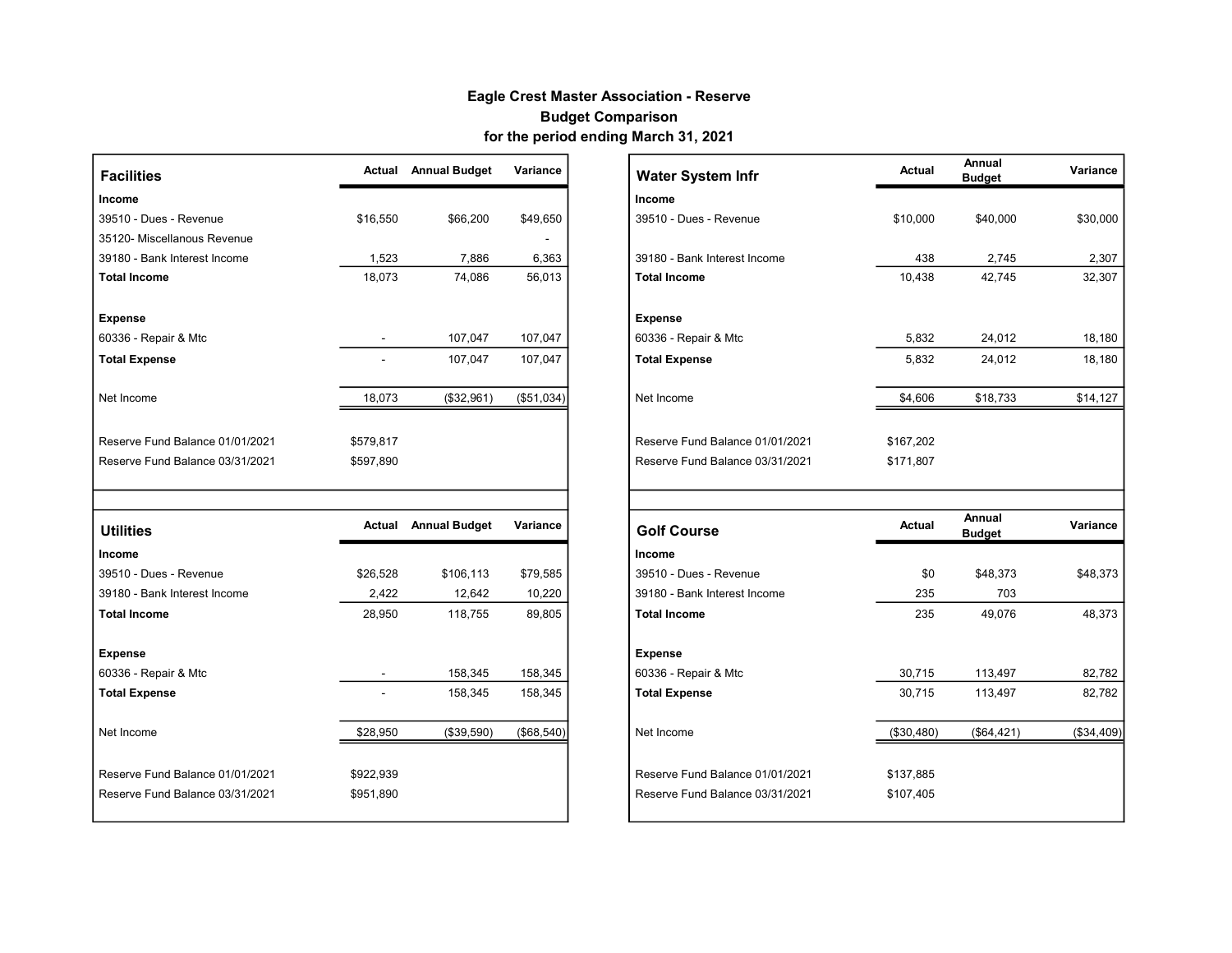# Eagle Crest Master Association - Reserve

## Budget Comparison

### for the period ending March 31, 2021

| Facilities | Actual | Annual Budget | Variance |
|---|---|---|---|
| **Income** | | | |
| 39510 - Dues - Revenue | $16,550 | $66,200 | $49,650 |
| 35120- Miscellanous Revenue | | | - |
| 39180 - Bank Interest Income | 1,523 | 7,886 | 6,363 |
| **Total Income** | 18,073 | 74,086 | 56,013 |
| **Expense** | | | |
| 60336 - Repair & Mtc | - | 107,047 | 107,047 |
| **Total Expense** | - | 107,047 | 107,047 |
| Net Income | 18,073 | ($32,961) | ($51,034) |
| Reserve Fund Balance 01/01/2021 | $579,817 | | |
| Reserve Fund Balance 03/31/2021 | $597,890 | | |

| Water System Infr | Actual | Annual Budget | Variance |
|---|---|---|---|
| **Income** | | | |
| 39510 - Dues - Revenue | $10,000 | $40,000 | $30,000 |
| 39180 - Bank Interest Income | 438 | 2,745 | 2,307 |
| **Total Income** | 10,438 | 42,745 | 32,307 |
| **Expense** | | | |
| 60336 - Repair & Mtc | 5,832 | 24,012 | 18,180 |
| **Total Expense** | 5,832 | 24,012 | 18,180 |
| Net Income | $4,606 | $18,733 | $14,127 |
| Reserve Fund Balance 01/01/2021 | $167,202 | | |
| Reserve Fund Balance 03/31/2021 | $171,807 | | |

| Utilities | Actual | Annual Budget | Variance |
|---|---|---|---|
| **Income** | | | |
| 39510 - Dues - Revenue | $26,528 | $106,113 | $79,585 |
| 39180 - Bank Interest Income | 2,422 | 12,642 | 10,220 |
| **Total Income** | 28,950 | 118,755 | 89,805 |
| **Expense** | | | |
| 60336 - Repair & Mtc | - | 158,345 | 158,345 |
| **Total Expense** | - | 158,345 | 158,345 |
| Net Income | $28,950 | ($39,590) | ($68,540) |
| Reserve Fund Balance 01/01/2021 | $922,939 | | |
| Reserve Fund Balance 03/31/2021 | $951,890 | | |

| Golf Course | Actual | Annual Budget | Variance |
|---|---|---|---|
| **Income** | | | |
| 39510 - Dues - Revenue | $0 | $48,373 | $48,373 |
| 39180 - Bank Interest Income | 235 | 703 | |
| **Total Income** | 235 | 49,076 | 48,373 |
| **Expense** | | | |
| 60336 - Repair & Mtc | 30,715 | 113,497 | 82,782 |
| **Total Expense** | 30,715 | 113,497 | 82,782 |
| Net Income | ($30,480) | ($64,421) | ($34,409) |
| Reserve Fund Balance 01/01/2021 | $137,885 | | |
| Reserve Fund Balance 03/31/2021 | $107,405 | | |